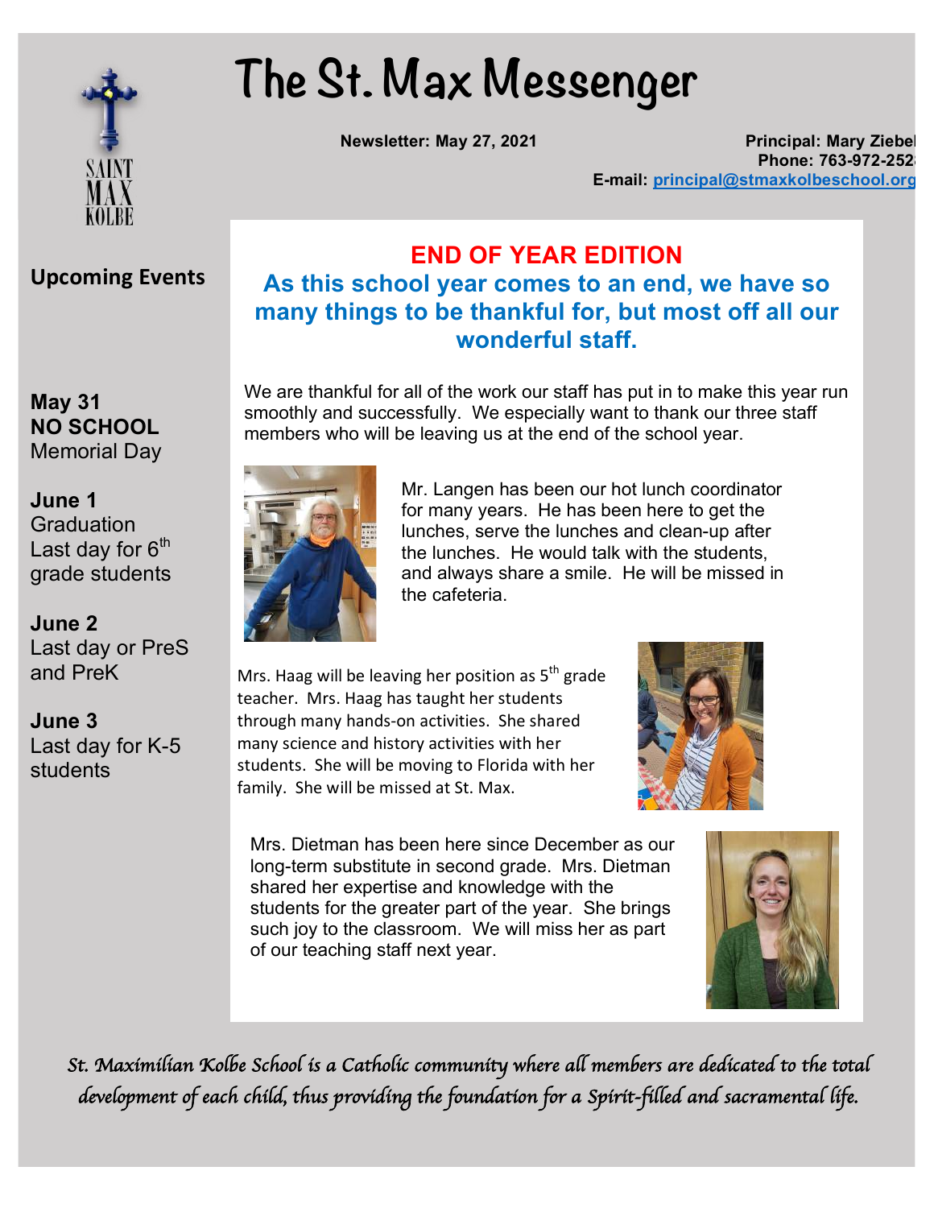# The St. Max Messenger

**Newsletter: May 27, 2021**

**Principal: Mary Ziebel**
**Phone: 763-972-252**
**E-mail: principal@stmaxkolbeschool.org**

## Upcoming Events

**May 31**
**NO SCHOOL**
Memorial Day

**June 1**
Graduation
Last day for 6th grade students

**June 2**
Last day or PreS and PreK

**June 3**
Last day for K-5 students

## END OF YEAR EDITION

### As this school year comes to an end, we have so many things to be thankful for, but most off all our wonderful staff.

We are thankful for all of the work our staff has put in to make this year run smoothly and successfully. We especially want to thank our three staff members who will be leaving us at the end of the school year.

Mr. Langen has been our hot lunch coordinator for many years. He has been here to get the lunches, serve the lunches and clean-up after the lunches. He would talk with the students, and always share a smile. He will be missed in the cafeteria.

Mrs. Haag will be leaving her position as 5th grade teacher. Mrs. Haag has taught her students through many hands-on activities. She shared many science and history activities with her students. She will be moving to Florida with her family. She will be missed at St. Max.

Mrs. Dietman has been here since December as our long-term substitute in second grade. Mrs. Dietman shared her expertise and knowledge with the students for the greater part of the year. She brings such joy to the classroom. We will miss her as part of our teaching staff next year.

*St. Maximilian Kolbe School is a Catholic community where all members are dedicated to the total development of each child, thus providing the foundation for a Spirit-filled and sacramental life.*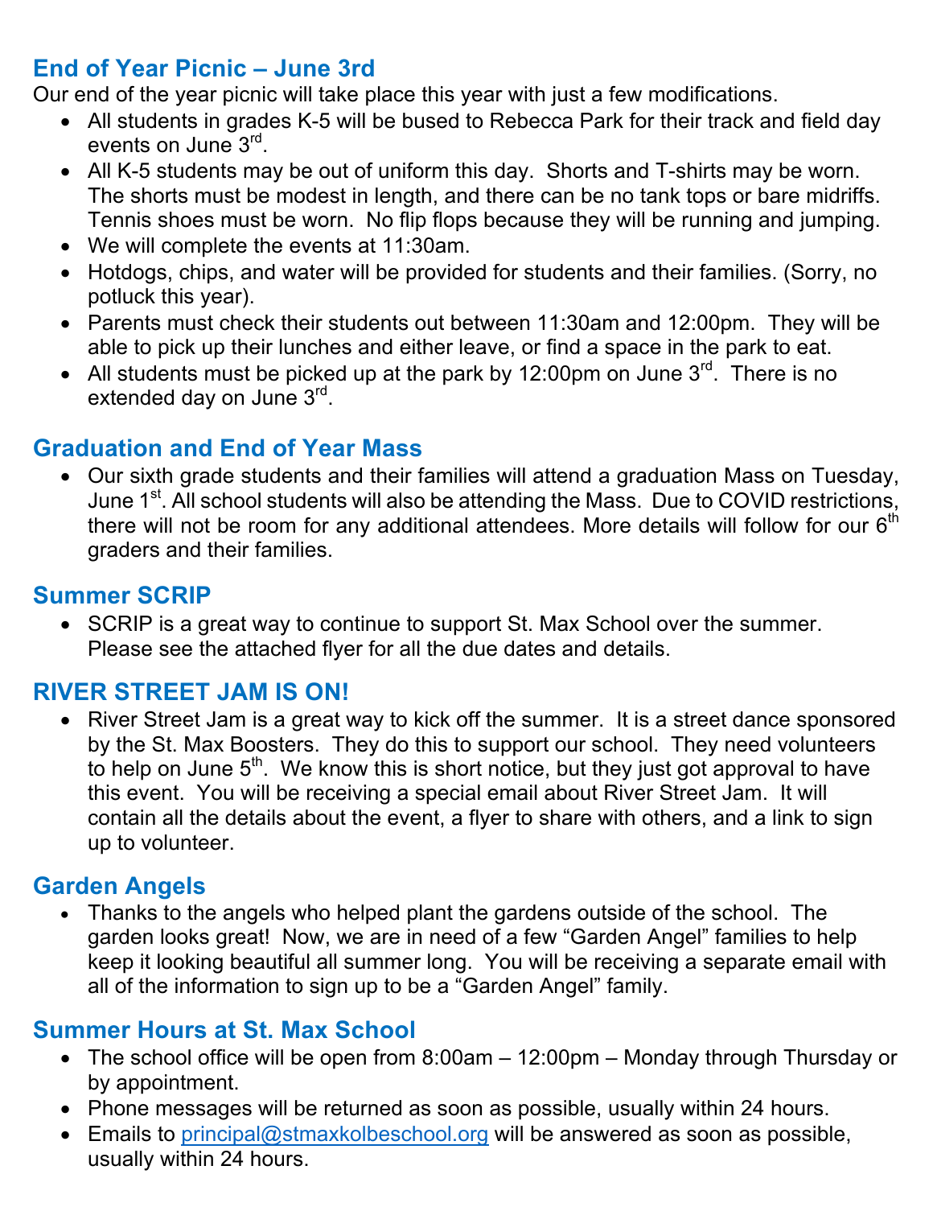## End of Year Picnic – June 3rd

Our end of the year picnic will take place this year with just a few modifications.

- All students in grades K-5 will be bused to Rebecca Park for their track and field day events on June 3rd.
- All K-5 students may be out of uniform this day. Shorts and T-shirts may be worn. The shorts must be modest in length, and there can be no tank tops or bare midriffs. Tennis shoes must be worn. No flip flops because they will be running and jumping.
- We will complete the events at 11:30am.
- Hotdogs, chips, and water will be provided for students and their families. (Sorry, no potluck this year).
- Parents must check their students out between 11:30am and 12:00pm. They will be able to pick up their lunches and either leave, or find a space in the park to eat.
- All students must be picked up at the park by 12:00pm on June 3rd. There is no extended day on June 3rd.

## Graduation and End of Year Mass

- Our sixth grade students and their families will attend a graduation Mass on Tuesday, June 1st. All school students will also be attending the Mass. Due to COVID restrictions, there will not be room for any additional attendees. More details will follow for our 6th graders and their families.

## Summer SCRIP

- SCRIP is a great way to continue to support St. Max School over the summer. Please see the attached flyer for all the due dates and details.

## RIVER STREET JAM IS ON!

- River Street Jam is a great way to kick off the summer. It is a street dance sponsored by the St. Max Boosters. They do this to support our school. They need volunteers to help on June 5th. We know this is short notice, but they just got approval to have this event. You will be receiving a special email about River Street Jam. It will contain all the details about the event, a flyer to share with others, and a link to sign up to volunteer.

## Garden Angels

- Thanks to the angels who helped plant the gardens outside of the school. The garden looks great! Now, we are in need of a few "Garden Angel" families to help keep it looking beautiful all summer long. You will be receiving a separate email with all of the information to sign up to be a "Garden Angel" family.

## Summer Hours at St. Max School

- The school office will be open from 8:00am – 12:00pm – Monday through Thursday or by appointment.
- Phone messages will be returned as soon as possible, usually within 24 hours.
- Emails to principal@stmaxkolbeschool.org will be answered as soon as possible, usually within 24 hours.